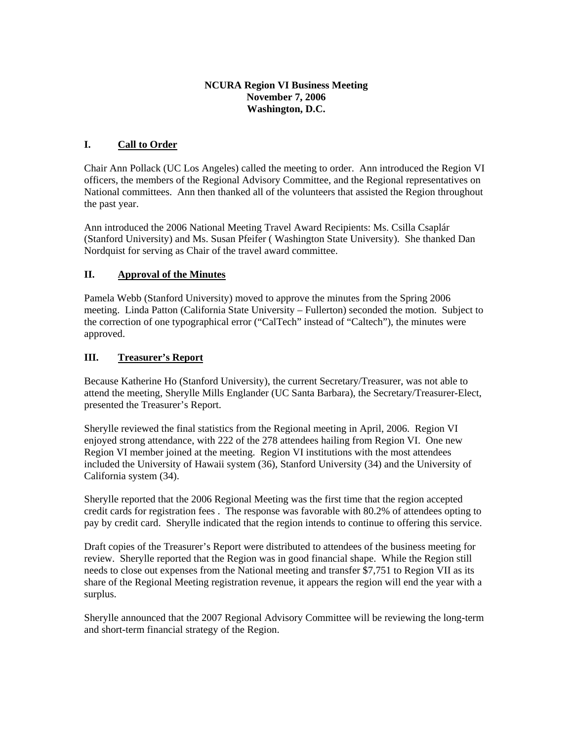**NCURA Region VI Business Meeting**
**November 7, 2006**
**Washington, D.C.**

## I. Call to Order

Chair Ann Pollack (UC Los Angeles) called the meeting to order. Ann introduced the Region VI officers, the members of the Regional Advisory Committee, and the Regional representatives on National committees. Ann then thanked all of the volunteers that assisted the Region throughout the past year.

Ann introduced the 2006 National Meeting Travel Award Recipients: Ms. Csilla Csaplár (Stanford University) and Ms. Susan Pfeifer ( Washington State University). She thanked Dan Nordquist for serving as Chair of the travel award committee.

## II. Approval of the Minutes

Pamela Webb (Stanford University) moved to approve the minutes from the Spring 2006 meeting. Linda Patton (California State University – Fullerton) seconded the motion. Subject to the correction of one typographical error ("CalTech" instead of "Caltech"), the minutes were approved.

## III. Treasurer's Report

Because Katherine Ho (Stanford University), the current Secretary/Treasurer, was not able to attend the meeting, Sherylle Mills Englander (UC Santa Barbara), the Secretary/Treasurer-Elect, presented the Treasurer's Report.

Sherylle reviewed the final statistics from the Regional meeting in April, 2006. Region VI enjoyed strong attendance, with 222 of the 278 attendees hailing from Region VI. One new Region VI member joined at the meeting. Region VI institutions with the most attendees included the University of Hawaii system (36), Stanford University (34) and the University of California system (34).

Sherylle reported that the 2006 Regional Meeting was the first time that the region accepted credit cards for registration fees . The response was favorable with 80.2% of attendees opting to pay by credit card. Sherylle indicated that the region intends to continue to offering this service.

Draft copies of the Treasurer's Report were distributed to attendees of the business meeting for review. Sherylle reported that the Region was in good financial shape. While the Region still needs to close out expenses from the National meeting and transfer $7,751 to Region VII as its share of the Regional Meeting registration revenue, it appears the region will end the year with a surplus.

Sherylle announced that the 2007 Regional Advisory Committee will be reviewing the long-term and short-term financial strategy of the Region.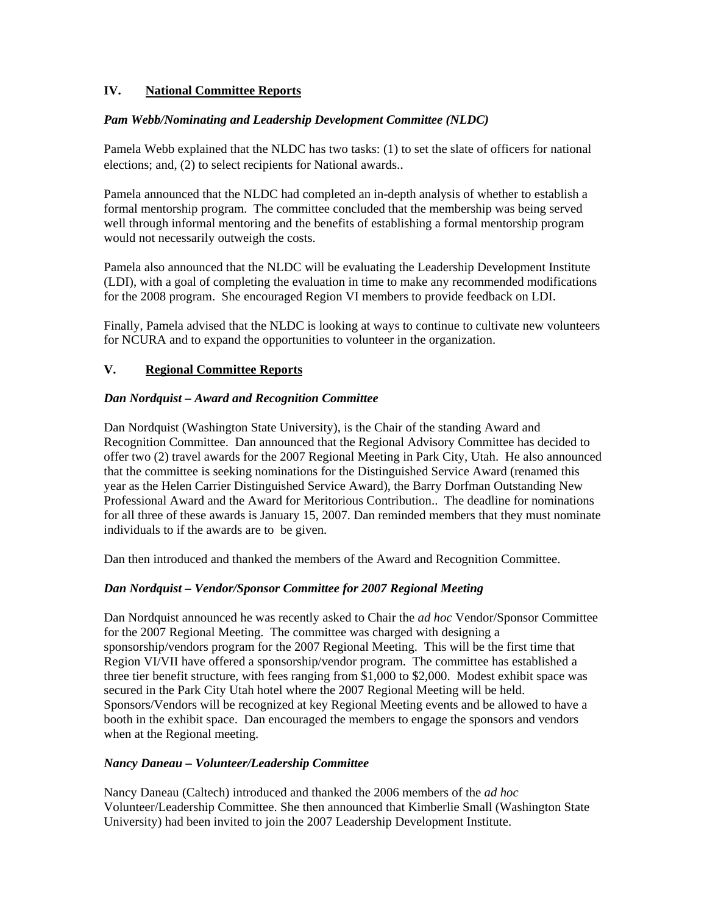## IV. <u>National Committee Reports</u>

### *Pam Webb/Nominating and Leadership Development Committee (NLDC)*

Pamela Webb explained that the NLDC has two tasks: (1) to set the slate of officers for national elections; and, (2) to select recipients for National awards..

Pamela announced that the NLDC had completed an in-depth analysis of whether to establish a formal mentorship program. The committee concluded that the membership was being served well through informal mentoring and the benefits of establishing a formal mentorship program would not necessarily outweigh the costs.

Pamela also announced that the NLDC will be evaluating the Leadership Development Institute (LDI), with a goal of completing the evaluation in time to make any recommended modifications for the 2008 program. She encouraged Region VI members to provide feedback on LDI.

Finally, Pamela advised that the NLDC is looking at ways to continue to cultivate new volunteers for NCURA and to expand the opportunities to volunteer in the organization.

## V. <u>Regional Committee Reports</u>

### *Dan Nordquist – Award and Recognition Committee*

Dan Nordquist (Washington State University), is the Chair of the standing Award and Recognition Committee. Dan announced that the Regional Advisory Committee has decided to offer two (2) travel awards for the 2007 Regional Meeting in Park City, Utah. He also announced that the committee is seeking nominations for the Distinguished Service Award (renamed this year as the Helen Carrier Distinguished Service Award), the Barry Dorfman Outstanding New Professional Award and the Award for Meritorious Contribution.. The deadline for nominations for all three of these awards is January 15, 2007. Dan reminded members that they must nominate individuals to if the awards are to be given.

Dan then introduced and thanked the members of the Award and Recognition Committee.

### *Dan Nordquist – Vendor/Sponsor Committee for 2007 Regional Meeting*

Dan Nordquist announced he was recently asked to Chair the *ad hoc* Vendor/Sponsor Committee for the 2007 Regional Meeting. The committee was charged with designing a sponsorship/vendors program for the 2007 Regional Meeting. This will be the first time that Region VI/VII have offered a sponsorship/vendor program. The committee has established a three tier benefit structure, with fees ranging from $1,000 to $2,000. Modest exhibit space was secured in the Park City Utah hotel where the 2007 Regional Meeting will be held. Sponsors/Vendors will be recognized at key Regional Meeting events and be allowed to have a booth in the exhibit space. Dan encouraged the members to engage the sponsors and vendors when at the Regional meeting.

### *Nancy Daneau – Volunteer/Leadership Committee*

Nancy Daneau (Caltech) introduced and thanked the 2006 members of the *ad hoc* Volunteer/Leadership Committee. She then announced that Kimberlie Small (Washington State University) had been invited to join the 2007 Leadership Development Institute.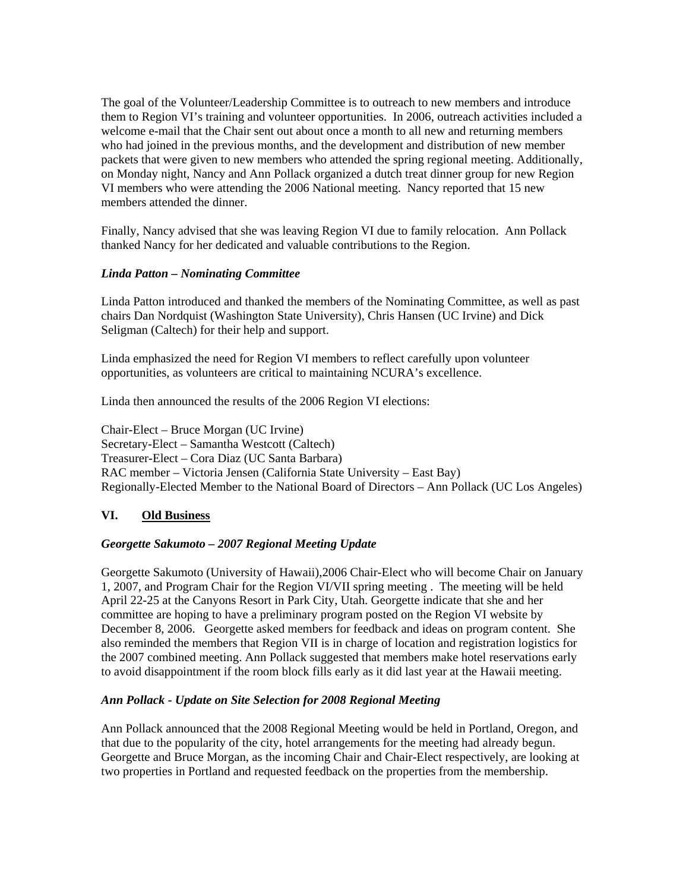The goal of the Volunteer/Leadership Committee is to outreach to new members and introduce them to Region VI's training and volunteer opportunities. In 2006, outreach activities included a welcome e-mail that the Chair sent out about once a month to all new and returning members who had joined in the previous months, and the development and distribution of new member packets that were given to new members who attended the spring regional meeting. Additionally, on Monday night, Nancy and Ann Pollack organized a dutch treat dinner group for new Region VI members who were attending the 2006 National meeting. Nancy reported that 15 new members attended the dinner.

Finally, Nancy advised that she was leaving Region VI due to family relocation. Ann Pollack thanked Nancy for her dedicated and valuable contributions to the Region.

***Linda Patton – Nominating Committee***

Linda Patton introduced and thanked the members of the Nominating Committee, as well as past chairs Dan Nordquist (Washington State University), Chris Hansen (UC Irvine) and Dick Seligman (Caltech) for their help and support.

Linda emphasized the need for Region VI members to reflect carefully upon volunteer opportunities, as volunteers are critical to maintaining NCURA's excellence.

Linda then announced the results of the 2006 Region VI elections:

Chair-Elect – Bruce Morgan (UC Irvine)
Secretary-Elect – Samantha Westcott (Caltech)
Treasurer-Elect – Cora Diaz (UC Santa Barbara)
RAC member – Victoria Jensen (California State University – East Bay)
Regionally-Elected Member to the National Board of Directors – Ann Pollack (UC Los Angeles)

## VI. Old Business

***Georgette Sakumoto – 2007 Regional Meeting Update***

Georgette Sakumoto (University of Hawaii),2006 Chair-Elect who will become Chair on January 1, 2007, and Program Chair for the Region VI/VII spring meeting . The meeting will be held April 22-25 at the Canyons Resort in Park City, Utah. Georgette indicate that she and her committee are hoping to have a preliminary program posted on the Region VI website by December 8, 2006. Georgette asked members for feedback and ideas on program content. She also reminded the members that Region VII is in charge of location and registration logistics for the 2007 combined meeting. Ann Pollack suggested that members make hotel reservations early to avoid disappointment if the room block fills early as it did last year at the Hawaii meeting.

***Ann Pollack - Update on Site Selection for 2008 Regional Meeting***

Ann Pollack announced that the 2008 Regional Meeting would be held in Portland, Oregon, and that due to the popularity of the city, hotel arrangements for the meeting had already begun. Georgette and Bruce Morgan, as the incoming Chair and Chair-Elect respectively, are looking at two properties in Portland and requested feedback on the properties from the membership.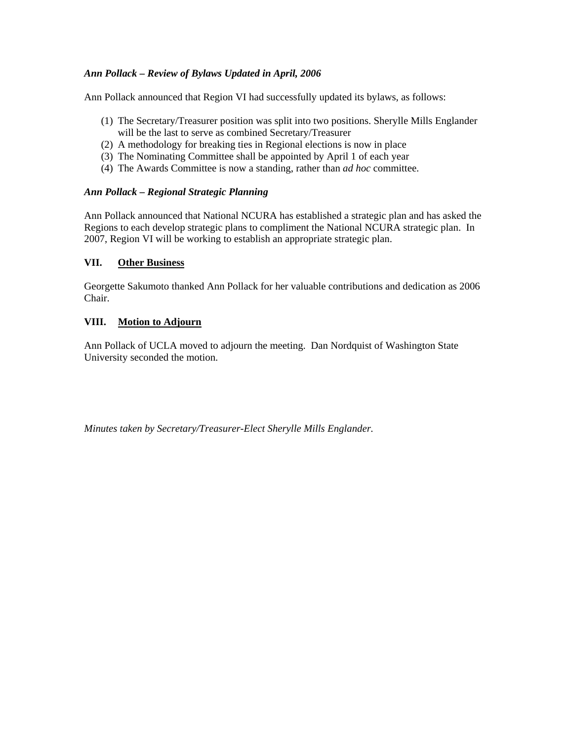***Ann Pollack – Review of Bylaws Updated in April, 2006***

Ann Pollack announced that Region VI had successfully updated its bylaws, as follows:

(1) The Secretary/Treasurer position was split into two positions. Sherylle Mills Englander will be the last to serve as combined Secretary/Treasurer
(2) A methodology for breaking ties in Regional elections is now in place
(3) The Nominating Committee shall be appointed by April 1 of each year
(4) The Awards Committee is now a standing, rather than *ad hoc* committee.

***Ann Pollack – Regional Strategic Planning***

Ann Pollack announced that National NCURA has established a strategic plan and has asked the Regions to each develop strategic plans to compliment the National NCURA strategic plan. In 2007, Region VI will be working to establish an appropriate strategic plan.

## VII. <u>Other Business</u>

Georgette Sakumoto thanked Ann Pollack for her valuable contributions and dedication as 2006 Chair.

## VIII. <u>Motion to Adjourn</u>

Ann Pollack of UCLA moved to adjourn the meeting. Dan Nordquist of Washington State University seconded the motion.

*Minutes taken by Secretary/Treasurer-Elect Sherylle Mills Englander.*